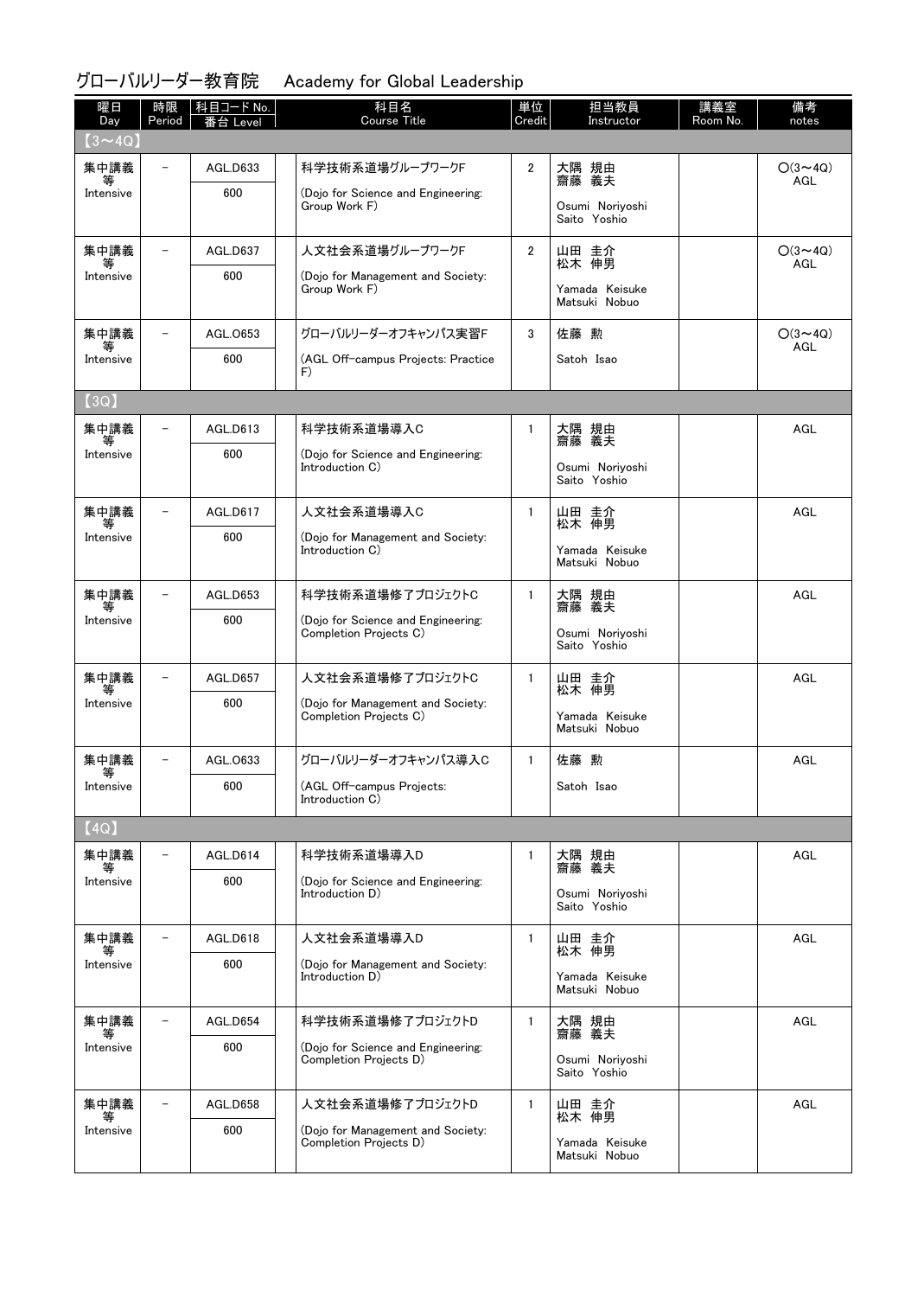# グローバルリーダー教育院　Academy for Global Leadership

| 曜日 Day | 時限 Period | 科目コード No. / 番台 Level | 科目名 Course Title | 単位 Credit | 担当教員 Instructor | 講義室 Room No. | 備考 notes |
|---|---|---|---|---|---|---|---|
| 【3～4Q】 | | | | | | | |
| 集中講義等 Intensive | － | AGL.D633 / 600 | 科学技術系道場グループワークF (Dojo for Science and Engineering: Group Work F) | 2 | 大隅 規由 齋藤 義夫 Osumi Noriyoshi Saito Yoshio | | ○(3～4Q) AGL |
| 集中講義等 Intensive | － | AGL.D637 / 600 | 人文社会系道場グループワークF (Dojo for Management and Society: Group Work F) | 2 | 山田 圭介 松木 伸男 Yamada Keisuke Matsuki Nobuo | | ○(3～4Q) AGL |
| 集中講義等 Intensive | － | AGL.O653 / 600 | グローバルリーダーオフキャンパス実習F (AGL Off-campus Projects: Practice F) | 3 | 佐藤 勲 Satoh Isao | | ○(3～4Q) AGL |
| 【3Q】 | | | | | | | |
| 集中講義等 Intensive | － | AGL.D613 / 600 | 科学技術系道場導入C (Dojo for Science and Engineering: Introduction C) | 1 | 大隅 規由 齋藤 義夫 Osumi Noriyoshi Saito Yoshio | | AGL |
| 集中講義等 Intensive | － | AGL.D617 / 600 | 人文社会系道場導入C (Dojo for Management and Society: Introduction C) | 1 | 山田 圭介 松木 伸男 Yamada Keisuke Matsuki Nobuo | | AGL |
| 集中講義等 Intensive | － | AGL.D653 / 600 | 科学技術系道場修了プロジェクトC (Dojo for Science and Engineering: Completion Projects C) | 1 | 大隅 規由 齋藤 義夫 Osumi Noriyoshi Saito Yoshio | | AGL |
| 集中講義等 Intensive | － | AGL.D657 / 600 | 人文社会系道場修了プロジェクトC (Dojo for Management and Society: Completion Projects C) | 1 | 山田 圭介 松木 伸男 Yamada Keisuke Matsuki Nobuo | | AGL |
| 集中講義等 Intensive | － | AGL.O633 / 600 | グローバルリーダーオフキャンパス導入C (AGL Off-campus Projects: Introduction C) | 1 | 佐藤 勲 Satoh Isao | | AGL |
| 【4Q】 | | | | | | | |
| 集中講義等 Intensive | － | AGL.D614 / 600 | 科学技術系道場導入D (Dojo for Science and Engineering: Introduction D) | 1 | 大隅 規由 齋藤 義夫 Osumi Noriyoshi Saito Yoshio | | AGL |
| 集中講義等 Intensive | － | AGL.D618 / 600 | 人文社会系道場導入D (Dojo for Management and Society: Introduction D) | 1 | 山田 圭介 松木 伸男 Yamada Keisuke Matsuki Nobuo | | AGL |
| 集中講義等 Intensive | － | AGL.D654 / 600 | 科学技術系道場修了プロジェクトD (Dojo for Science and Engineering: Completion Projects D) | 1 | 大隅 規由 齋藤 義夫 Osumi Noriyoshi Saito Yoshio | | AGL |
| 集中講義等 Intensive | － | AGL.D658 / 600 | 人文社会系道場修了プロジェクトD (Dojo for Management and Society: Completion Projects D) | 1 | 山田 圭介 松木 伸男 Yamada Keisuke Matsuki Nobuo | | AGL |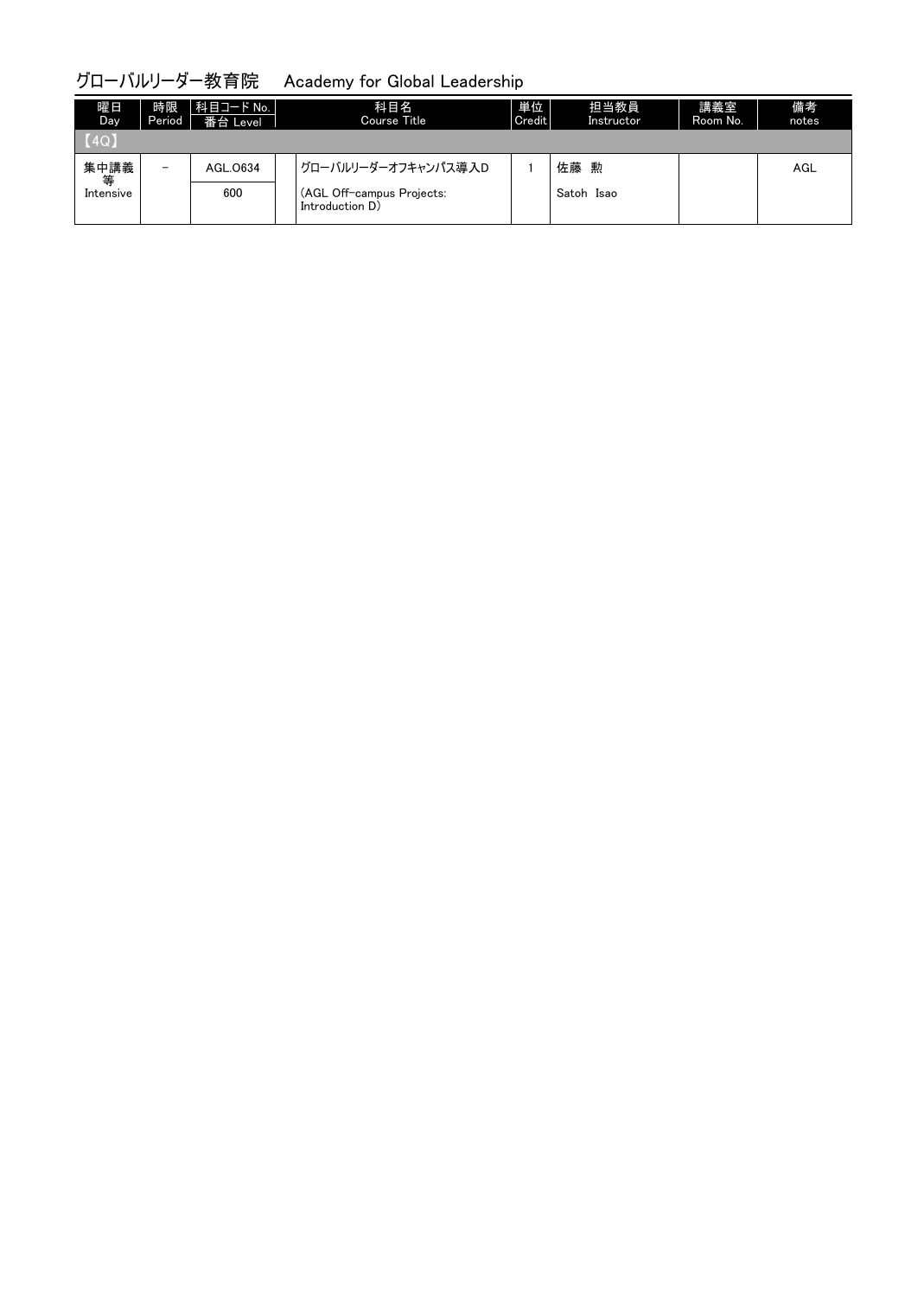## グローバルリーダー教育院　Academy for Global Leadership

| 曜日 Day | 時限 Period | 科目コード No. 番台 Level | | 科目名 Course Title | 単位 Credit | 担当教員 Instructor | 講義室 Room No. | 備考 notes |
|---|---|---|---|---|---|---|---|---|
| 【4Q】 | | | | | | | | |
| 集中講義等 Intensive | − | AGL.O634 600 | | グローバルリーダーオフキャンパス導入D (AGL Off-campus Projects: Introduction D) | 1 | 佐藤　勲 Satoh Isao | | AGL |